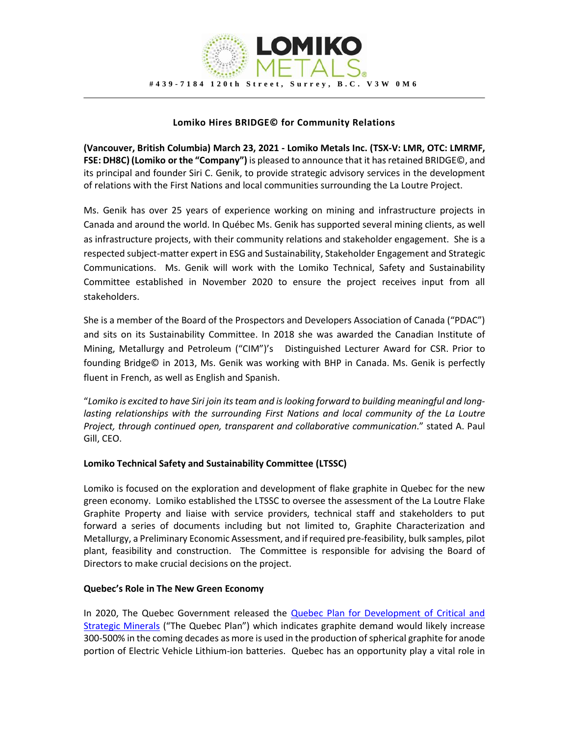LOMIKO METALS

#439-7184 120th Street, Surrey, B.C. V3W 0M6

## Lomiko Hires BRIDGE© for Community Relations

**(Vancouver, British Columbia) March 23, 2021 - Lomiko Metals Inc. (TSX-V: LMR, OTC: LMRMF, FSE: DH8C) (Lomiko or the "Company")** is pleased to announce that it has retained BRIDGE©, and its principal and founder Siri C. Genik, to provide strategic advisory services in the development of relations with the First Nations and local communities surrounding the La Loutre Project.

Ms. Genik has over 25 years of experience working on mining and infrastructure projects in Canada and around the world. In Québec Ms. Genik has supported several mining clients, as well as infrastructure projects, with their community relations and stakeholder engagement. She is a respected subject-matter expert in ESG and Sustainability, Stakeholder Engagement and Strategic Communications. Ms. Genik will work with the Lomiko Technical, Safety and Sustainability Committee established in November 2020 to ensure the project receives input from all stakeholders.

She is a member of the Board of the Prospectors and Developers Association of Canada ("PDAC") and sits on its Sustainability Committee. In 2018 she was awarded the Canadian Institute of Mining, Metallurgy and Petroleum ("CIM")'s Distinguished Lecturer Award for CSR. Prior to founding Bridge© in 2013, Ms. Genik was working with BHP in Canada. Ms. Genik is perfectly fluent in French, as well as English and Spanish.

"*Lomiko is excited to have Siri join its team and is looking forward to building meaningful and long-lasting relationships with the surrounding First Nations and local community of the La Loutre Project, through continued open, transparent and collaborative communication*." stated A. Paul Gill, CEO.

### Lomiko Technical Safety and Sustainability Committee (LTSSC)

Lomiko is focused on the exploration and development of flake graphite in Quebec for the new green economy. Lomiko established the LTSSC to oversee the assessment of the La Loutre Flake Graphite Property and liaise with service providers, technical staff and stakeholders to put forward a series of documents including but not limited to, Graphite Characterization and Metallurgy, a Preliminary Economic Assessment, and if required pre-feasibility, bulk samples, pilot plant, feasibility and construction. The Committee is responsible for advising the Board of Directors to make crucial decisions on the project.

### Quebec's Role in The New Green Economy

In 2020, The Quebec Government released the Quebec Plan for Development of Critical and Strategic Minerals ("The Quebec Plan") which indicates graphite demand would likely increase 300-500% in the coming decades as more is used in the production of spherical graphite for anode portion of Electric Vehicle Lithium-ion batteries. Quebec has an opportunity play a vital role in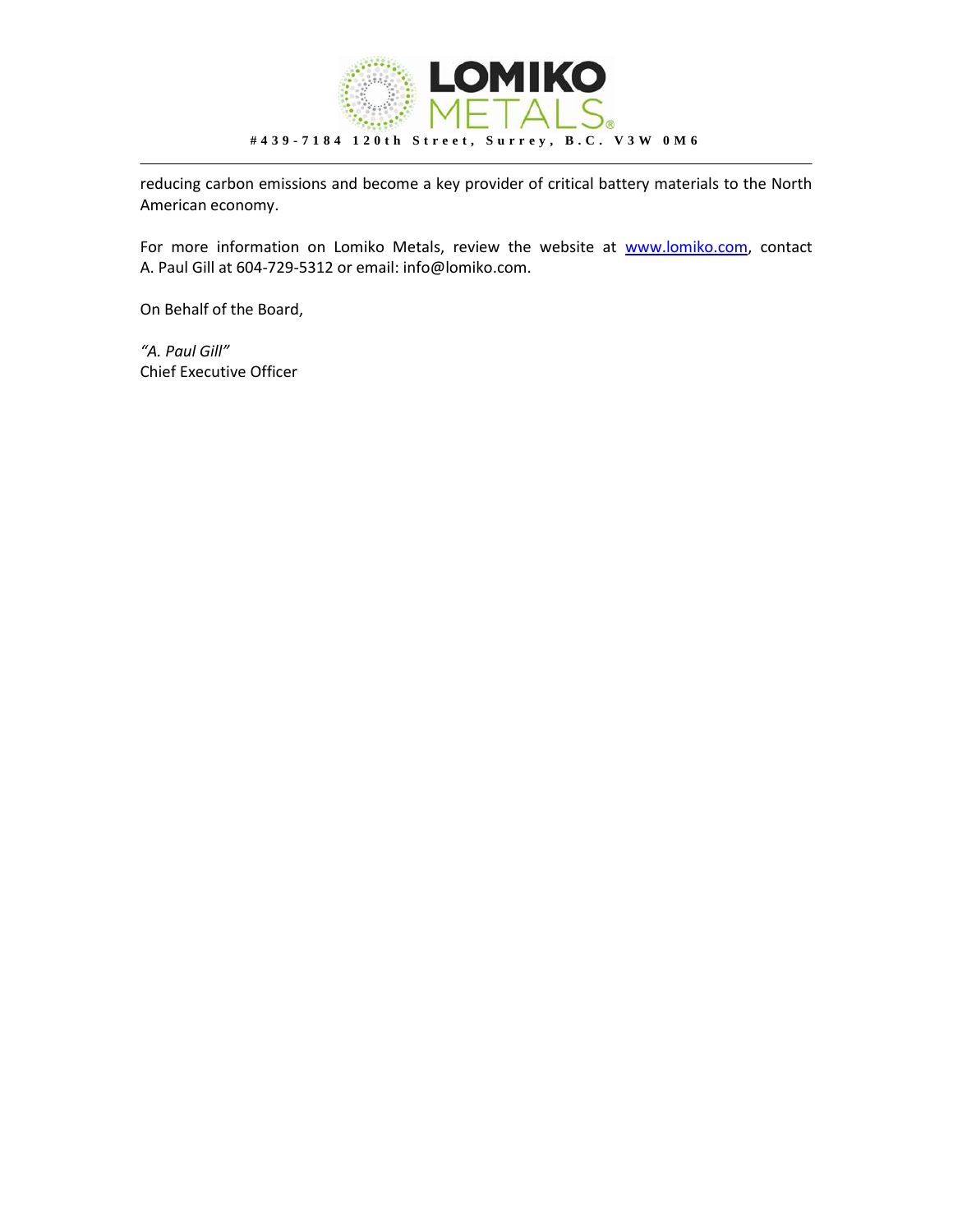reducing carbon emissions and become a key provider of critical battery materials to the North American economy.

For more information on Lomiko Metals, review the website at www.lomiko.com, contact A. Paul Gill at 604-729-5312 or email: info@lomiko.com.

On Behalf of the Board,

*"A. Paul Gill"*
Chief Executive Officer